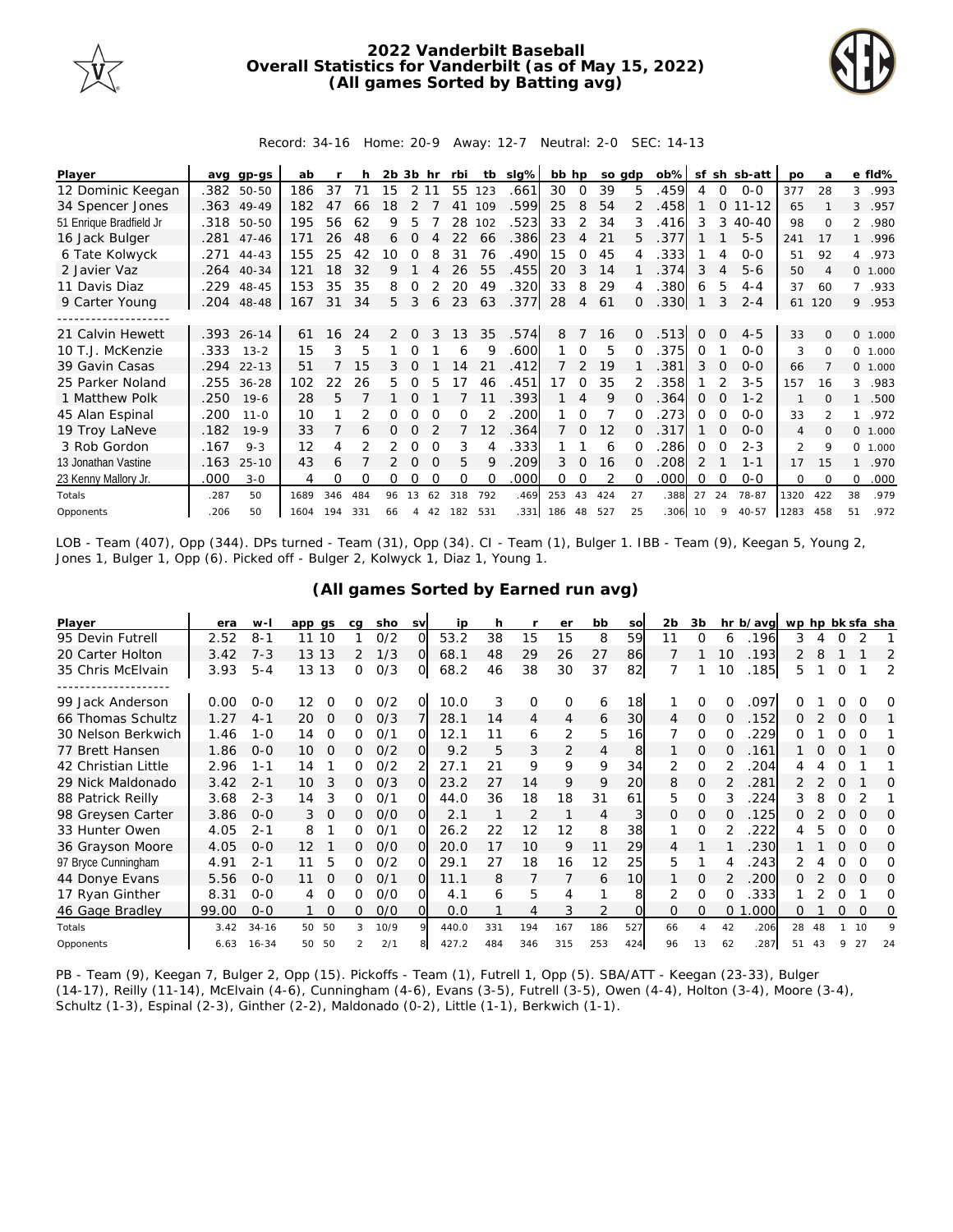# 2022 Vanderbilt Baseball
## Overall Statistics for Vanderbilt (as of May 15, 2022)
## (All games Sorted by Batting avg)

Record: 34-16 Home: 20-9 Away: 12-7 Neutral: 2-0 SEC: 14-13

| Player | avg | gp-gs | ab | r | h | 2b | 3b | hr | rbi | tb | slg% | bb | hp | so | gdp | ob% | sf | sh | sb-att | po | a | e | fld% |
|---|---|---|---|---|---|---|---|---|---|---|---|---|---|---|---|---|---|---|---|---|---|---|---|
| 12 Dominic Keegan | .382 | 50-50 | 186 | 37 | 71 | 15 | 2 | 11 | 55 | 123 | .661 | 30 | 0 | 39 | 5 | .459 | 4 | 0 | 0-0 | 377 | 28 | 3 | .993 |
| 34 Spencer Jones | .363 | 49-49 | 182 | 47 | 66 | 18 | 2 | 7 | 41 | 109 | .599 | 25 | 8 | 54 | 2 | .458 | 1 | 0 | 11-12 | 65 | 1 | 3 | .957 |
| 51 Enrique Bradfield Jr | .318 | 50-50 | 195 | 56 | 62 | 9 | 5 | 7 | 28 | 102 | .523 | 33 | 2 | 34 | 3 | .416 | 3 | 3 | 40-40 | 98 | 0 | 2 | .980 |
| 16 Jack Bulger | .281 | 47-46 | 171 | 26 | 48 | 6 | 0 | 4 | 22 | 66 | .386 | 23 | 4 | 21 | 5 | .377 | 1 | 1 | 5-5 | 241 | 17 | 1 | .996 |
| 6 Tate Kolwyck | .271 | 44-43 | 155 | 25 | 42 | 10 | 0 | 8 | 31 | 76 | .490 | 15 | 0 | 45 | 4 | .333 | 1 | 4 | 0-0 | 51 | 92 | 4 | .973 |
| 2 Javier Vaz | .264 | 40-34 | 121 | 18 | 32 | 9 | 1 | 4 | 26 | 55 | .455 | 20 | 3 | 14 | 1 | .374 | 3 | 4 | 5-6 | 50 | 4 | 0 | 1.000 |
| 11 Davis Diaz | .229 | 48-45 | 153 | 35 | 35 | 8 | 0 | 2 | 20 | 49 | .320 | 33 | 8 | 29 | 4 | .380 | 6 | 5 | 4-4 | 37 | 60 | 7 | .933 |
| 9 Carter Young | .204 | 48-48 | 167 | 31 | 34 | 5 | 3 | 6 | 23 | 63 | .377 | 28 | 4 | 61 | 0 | .330 | 1 | 3 | 2-4 | 61 | 120 | 9 | .953 |
| 21 Calvin Hewett | .393 | 26-14 | 61 | 16 | 24 | 2 | 0 | 3 | 13 | 35 | .574 | 8 | 7 | 16 | 0 | .513 | 0 | 0 | 4-5 | 33 | 0 | 0 | 1.000 |
| 10 T.J. McKenzie | .333 | 13-2 | 15 | 3 | 5 | 1 | 0 | 1 | 6 | 9 | .600 | 1 | 0 | 5 | 0 | .375 | 0 | 1 | 0-0 | 3 | 0 | 0 | 1.000 |
| 39 Gavin Casas | .294 | 22-13 | 51 | 7 | 15 | 3 | 0 | 1 | 14 | 21 | .412 | 7 | 2 | 19 | 1 | .381 | 3 | 0 | 0-0 | 66 | 7 | 0 | 1.000 |
| 25 Parker Noland | .255 | 36-28 | 102 | 22 | 26 | 5 | 0 | 5 | 17 | 46 | .451 | 17 | 0 | 35 | 2 | .358 | 1 | 2 | 3-5 | 157 | 16 | 3 | .983 |
| 1 Matthew Polk | .250 | 19-6 | 28 | 5 | 7 | 1 | 0 | 1 | 7 | 11 | .393 | 1 | 4 | 9 | 0 | .364 | 0 | 0 | 1-2 | 1 | 0 | 1 | .500 |
| 45 Alan Espinal | .200 | 11-0 | 10 | 1 | 2 | 0 | 0 | 0 | 0 | 2 | .200 | 1 | 0 | 7 | 0 | .273 | 0 | 0 | 0-0 | 33 | 2 | 1 | .972 |
| 19 Troy LaNeve | .182 | 19-9 | 33 | 7 | 6 | 0 | 0 | 2 | 7 | 12 | .364 | 7 | 0 | 12 | 0 | .317 | 1 | 0 | 0-0 | 4 | 0 | 0 | 1.000 |
| 3 Rob Gordon | .167 | 9-3 | 12 | 4 | 2 | 2 | 0 | 0 | 3 | 4 | .333 | 1 | 1 | 6 | 0 | .286 | 0 | 0 | 2-3 | 2 | 9 | 0 | 1.000 |
| 13 Jonathan Vastine | .163 | 25-10 | 43 | 6 | 7 | 2 | 0 | 0 | 5 | 9 | .209 | 3 | 0 | 16 | 0 | .208 | 2 | 1 | 1-1 | 17 | 15 | 1 | .970 |
| 23 Kenny Mallory Jr. | .000 | 3-0 | 4 | 0 | 0 | 0 | 0 | 0 | 0 | 0 | .000 | 0 | 0 | 2 | 0 | .000 | 0 | 0 | 0-0 | 0 | 0 | 0 | .000 |
| Totals | .287 | 50 | 1689 | 346 | 484 | 96 | 13 | 62 | 318 | 792 | .469 | 253 | 43 | 424 | 27 | .388 | 27 | 24 | 78-87 | 1320 | 422 | 38 | .979 |
| Opponents | .206 | 50 | 1604 | 194 | 331 | 66 | 4 | 42 | 182 | 531 | .331 | 186 | 48 | 527 | 25 | .306 | 10 | 9 | 40-57 | 1283 | 458 | 51 | .972 |

LOB - Team (407), Opp (344). DPs turned - Team (31), Opp (34). CI - Team (1), Bulger 1. IBB - Team (9), Keegan 5, Young 2, Jones 1, Bulger 1, Opp (6). Picked off - Bulger 2, Kolwyck 1, Diaz 1, Young 1.

## (All games Sorted by Earned run avg)

| Player | era | w-l | app | gs | cg | sho | sv | ip | h | r | er | bb | so | 2b | 3b | hr | b/avg | wp | hp | bk | sfa | sha |
|---|---|---|---|---|---|---|---|---|---|---|---|---|---|---|---|---|---|---|---|---|---|---|
| 95 Devin Futrell | 2.52 | 8-1 | 11 | 10 | 1 | 0/2 | 0 | 53.2 | 38 | 15 | 15 | 8 | 59 | 11 | 0 | 6 | .196 | 3 | 4 | 0 | 2 | 1 |
| 20 Carter Holton | 3.42 | 7-3 | 13 | 13 | 2 | 1/3 | 0 | 68.1 | 48 | 29 | 26 | 27 | 86 | 7 | 1 | 10 | .193 | 2 | 8 | 1 | 1 | 2 |
| 35 Chris McElvain | 3.93 | 5-4 | 13 | 13 | 0 | 0/3 | 0 | 68.2 | 46 | 38 | 30 | 37 | 82 | 7 | 1 | 10 | .185 | 5 | 1 | 0 | 1 | 2 |
| 99 Jack Anderson | 0.00 | 0-0 | 12 | 0 | 0 | 0/2 | 0 | 10.0 | 3 | 0 | 0 | 6 | 18 | 1 | 0 | 0 | .097 | 0 | 1 | 0 | 0 | 0 |
| 66 Thomas Schultz | 1.27 | 4-1 | 20 | 0 | 0 | 0/3 | 7 | 28.1 | 14 | 4 | 4 | 6 | 30 | 4 | 0 | 0 | .152 | 0 | 2 | 0 | 0 | 1 |
| 30 Nelson Berkwich | 1.46 | 1-0 | 14 | 0 | 0 | 0/1 | 0 | 12.1 | 11 | 6 | 2 | 5 | 16 | 7 | 0 | 0 | .229 | 0 | 1 | 0 | 0 | 1 |
| 77 Brett Hansen | 1.86 | 0-0 | 10 | 0 | 0 | 0/2 | 0 | 9.2 | 5 | 3 | 2 | 4 | 8 | 1 | 0 | 0 | .161 | 1 | 0 | 0 | 1 | 0 |
| 42 Christian Little | 2.96 | 1-1 | 14 | 1 | 0 | 0/2 | 2 | 27.1 | 21 | 9 | 9 | 9 | 34 | 2 | 0 | 2 | .204 | 4 | 4 | 0 | 1 | 1 |
| 29 Nick Maldonado | 3.42 | 2-1 | 10 | 3 | 0 | 0/3 | 0 | 23.2 | 27 | 14 | 9 | 9 | 20 | 8 | 0 | 2 | .281 | 2 | 2 | 0 | 1 | 0 |
| 88 Patrick Reilly | 3.68 | 2-3 | 14 | 3 | 0 | 0/1 | 0 | 44.0 | 36 | 18 | 18 | 31 | 61 | 5 | 0 | 3 | .224 | 3 | 8 | 0 | 2 | 1 |
| 98 Greysen Carter | 3.86 | 0-0 | 3 | 0 | 0 | 0/0 | 0 | 2.1 | 1 | 2 | 1 | 4 | 3 | 0 | 0 | 0 | .125 | 0 | 2 | 0 | 0 | 0 |
| 33 Hunter Owen | 4.05 | 2-1 | 8 | 1 | 0 | 0/1 | 0 | 26.2 | 22 | 12 | 12 | 8 | 38 | 1 | 0 | 2 | .222 | 4 | 5 | 0 | 0 | 0 |
| 36 Grayson Moore | 4.05 | 0-0 | 12 | 1 | 0 | 0/0 | 0 | 20.0 | 17 | 10 | 9 | 11 | 29 | 4 | 1 | 1 | .230 | 1 | 1 | 0 | 0 | 0 |
| 97 Bryce Cunningham | 4.91 | 2-1 | 11 | 5 | 0 | 0/2 | 0 | 29.1 | 27 | 18 | 16 | 12 | 25 | 5 | 1 | 4 | .243 | 2 | 4 | 0 | 0 | 0 |
| 44 Donye Evans | 5.56 | 0-0 | 11 | 0 | 0 | 0/1 | 0 | 11.1 | 8 | 7 | 7 | 6 | 10 | 1 | 0 | 2 | .200 | 0 | 2 | 0 | 0 | 0 |
| 17 Ryan Ginther | 8.31 | 0-0 | 4 | 0 | 0 | 0/0 | 0 | 4.1 | 6 | 5 | 4 | 1 | 8 | 2 | 0 | 0 | .333 | 1 | 2 | 0 | 1 | 0 |
| 46 Gage Bradley | 99.00 | 0-0 | 1 | 0 | 0 | 0/0 | 0 | 0.0 | 1 | 4 | 3 | 2 | 0 | 0 | 0 | 0 | 1.000 | 0 | 1 | 0 | 0 | 0 |
| Totals | 3.42 | 34-16 | 50 | 50 | 3 | 10/9 | 9 | 440.0 | 331 | 194 | 167 | 186 | 527 | 66 | 4 | 42 | .206 | 28 | 48 | 1 | 10 | 9 |
| Opponents | 6.63 | 16-34 | 50 | 50 | 2 | 2/1 | 8 | 427.2 | 484 | 346 | 315 | 253 | 424 | 96 | 13 | 62 | .287 | 51 | 43 | 9 | 27 | 24 |

PB - Team (9), Keegan 7, Bulger 2, Opp (15). Pickoffs - Team (1), Futrell 1, Opp (5). SBA/ATT - Keegan (23-33), Bulger (14-17), Reilly (11-14), McElvain (4-6), Cunningham (4-6), Evans (3-5), Futrell (3-5), Owen (4-4), Holton (3-4), Moore (3-4), Schultz (1-3), Espinal (2-3), Ginther (2-2), Maldonado (0-2), Little (1-1), Berkwich (1-1).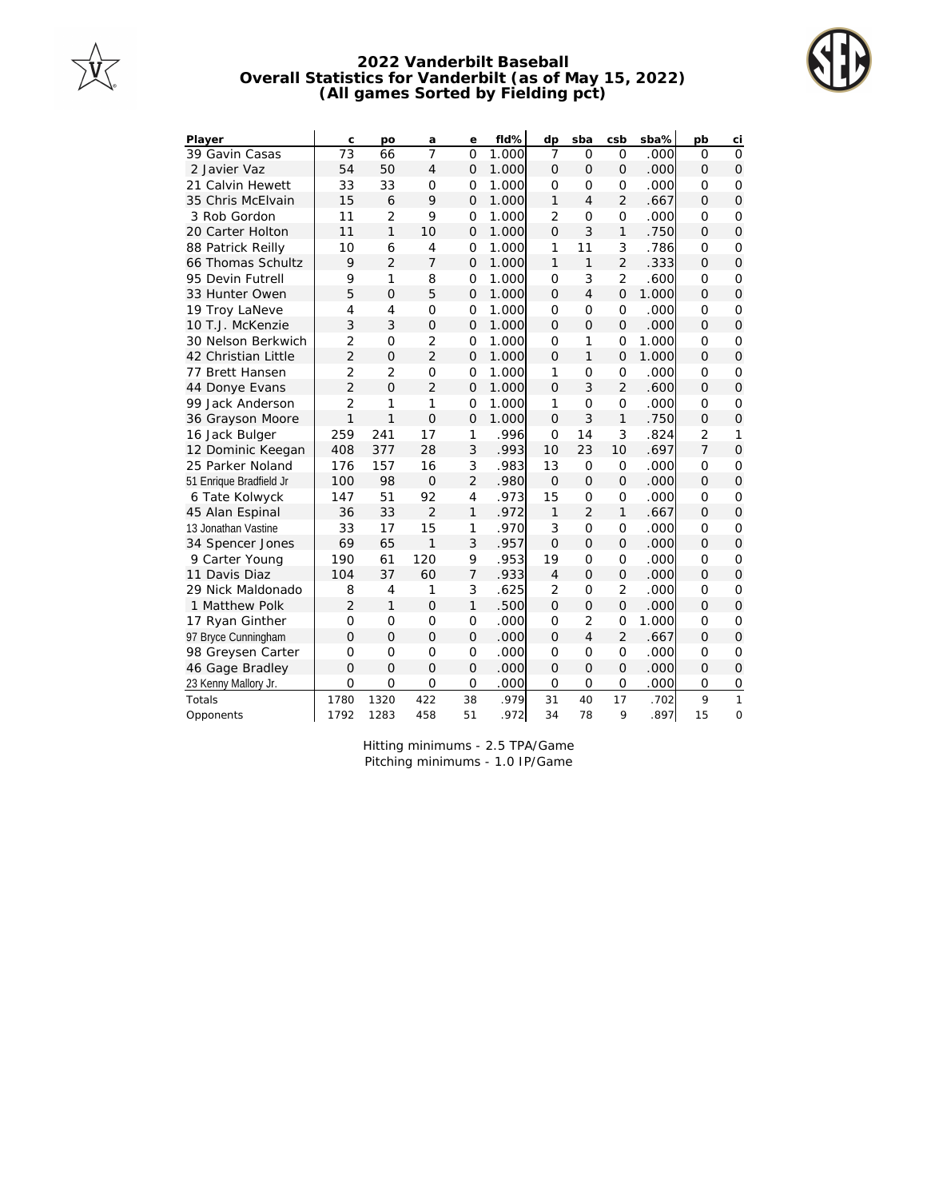# 2022 Vanderbilt Baseball
## Overall Statistics for Vanderbilt (as of May 15, 2022)
### (All games Sorted by Fielding pct)

| Player | c | po | a | e | fld% | dp | sba | csb | sba% | pb | ci |
|---|---|---|---|---|---|---|---|---|---|---|---|
| 39 Gavin Casas | 73 | 66 | 7 | 0 | 1.000 | 7 | 0 | 0 | .000 | 0 | 0 |
| 2 Javier Vaz | 54 | 50 | 4 | 0 | 1.000 | 0 | 0 | 0 | .000 | 0 | 0 |
| 21 Calvin Hewett | 33 | 33 | 0 | 0 | 1.000 | 0 | 0 | 0 | .000 | 0 | 0 |
| 35 Chris McElvain | 15 | 6 | 9 | 0 | 1.000 | 1 | 4 | 2 | .667 | 0 | 0 |
| 3 Rob Gordon | 11 | 2 | 9 | 0 | 1.000 | 2 | 0 | 0 | .000 | 0 | 0 |
| 20 Carter Holton | 11 | 1 | 10 | 0 | 1.000 | 0 | 3 | 1 | .750 | 0 | 0 |
| 88 Patrick Reilly | 10 | 6 | 4 | 0 | 1.000 | 1 | 11 | 3 | .786 | 0 | 0 |
| 66 Thomas Schultz | 9 | 2 | 7 | 0 | 1.000 | 1 | 1 | 2 | .333 | 0 | 0 |
| 95 Devin Futrell | 9 | 1 | 8 | 0 | 1.000 | 0 | 3 | 2 | .600 | 0 | 0 |
| 33 Hunter Owen | 5 | 0 | 5 | 0 | 1.000 | 0 | 4 | 0 | 1.000 | 0 | 0 |
| 19 Troy LaNeve | 4 | 4 | 0 | 0 | 1.000 | 0 | 0 | 0 | .000 | 0 | 0 |
| 10 T.J. McKenzie | 3 | 3 | 0 | 0 | 1.000 | 0 | 0 | 0 | .000 | 0 | 0 |
| 30 Nelson Berkwich | 2 | 0 | 2 | 0 | 1.000 | 0 | 1 | 0 | 1.000 | 0 | 0 |
| 42 Christian Little | 2 | 0 | 2 | 0 | 1.000 | 0 | 1 | 0 | 1.000 | 0 | 0 |
| 77 Brett Hansen | 2 | 2 | 0 | 0 | 1.000 | 1 | 0 | 0 | .000 | 0 | 0 |
| 44 Donye Evans | 2 | 0 | 2 | 0 | 1.000 | 0 | 3 | 2 | .600 | 0 | 0 |
| 99 Jack Anderson | 2 | 1 | 1 | 0 | 1.000 | 1 | 0 | 0 | .000 | 0 | 0 |
| 36 Grayson Moore | 1 | 1 | 0 | 0 | 1.000 | 0 | 3 | 1 | .750 | 0 | 0 |
| 16 Jack Bulger | 259 | 241 | 17 | 1 | .996 | 0 | 14 | 3 | .824 | 2 | 1 |
| 12 Dominic Keegan | 408 | 377 | 28 | 3 | .993 | 10 | 23 | 10 | .697 | 7 | 0 |
| 25 Parker Noland | 176 | 157 | 16 | 3 | .983 | 13 | 0 | 0 | .000 | 0 | 0 |
| 51 Enrique Bradfield Jr | 100 | 98 | 0 | 2 | .980 | 0 | 0 | 0 | .000 | 0 | 0 |
| 6 Tate Kolwyck | 147 | 51 | 92 | 4 | .973 | 15 | 0 | 0 | .000 | 0 | 0 |
| 45 Alan Espinal | 36 | 33 | 2 | 1 | .972 | 1 | 2 | 1 | .667 | 0 | 0 |
| 13 Jonathan Vastine | 33 | 17 | 15 | 1 | .970 | 3 | 0 | 0 | .000 | 0 | 0 |
| 34 Spencer Jones | 69 | 65 | 1 | 3 | .957 | 0 | 0 | 0 | .000 | 0 | 0 |
| 9 Carter Young | 190 | 61 | 120 | 9 | .953 | 19 | 0 | 0 | .000 | 0 | 0 |
| 11 Davis Diaz | 104 | 37 | 60 | 7 | .933 | 4 | 0 | 0 | .000 | 0 | 0 |
| 29 Nick Maldonado | 8 | 4 | 1 | 3 | .625 | 2 | 0 | 2 | .000 | 0 | 0 |
| 1 Matthew Polk | 2 | 1 | 0 | 1 | .500 | 0 | 0 | 0 | .000 | 0 | 0 |
| 17 Ryan Ginther | 0 | 0 | 0 | 0 | .000 | 0 | 2 | 0 | 1.000 | 0 | 0 |
| 97 Bryce Cunningham | 0 | 0 | 0 | 0 | .000 | 0 | 4 | 2 | .667 | 0 | 0 |
| 98 Greysen Carter | 0 | 0 | 0 | 0 | .000 | 0 | 0 | 0 | .000 | 0 | 0 |
| 46 Gage Bradley | 0 | 0 | 0 | 0 | .000 | 0 | 0 | 0 | .000 | 0 | 0 |
| 23 Kenny Mallory Jr. | 0 | 0 | 0 | 0 | .000 | 0 | 0 | 0 | .000 | 0 | 0 |
| Totals | 1780 | 1320 | 422 | 38 | .979 | 31 | 40 | 17 | .702 | 9 | 1 |
| Opponents | 1792 | 1283 | 458 | 51 | .972 | 34 | 78 | 9 | .897 | 15 | 0 |

Hitting minimums - 2.5 TPA/Game
Pitching minimums - 1.0 IP/Game